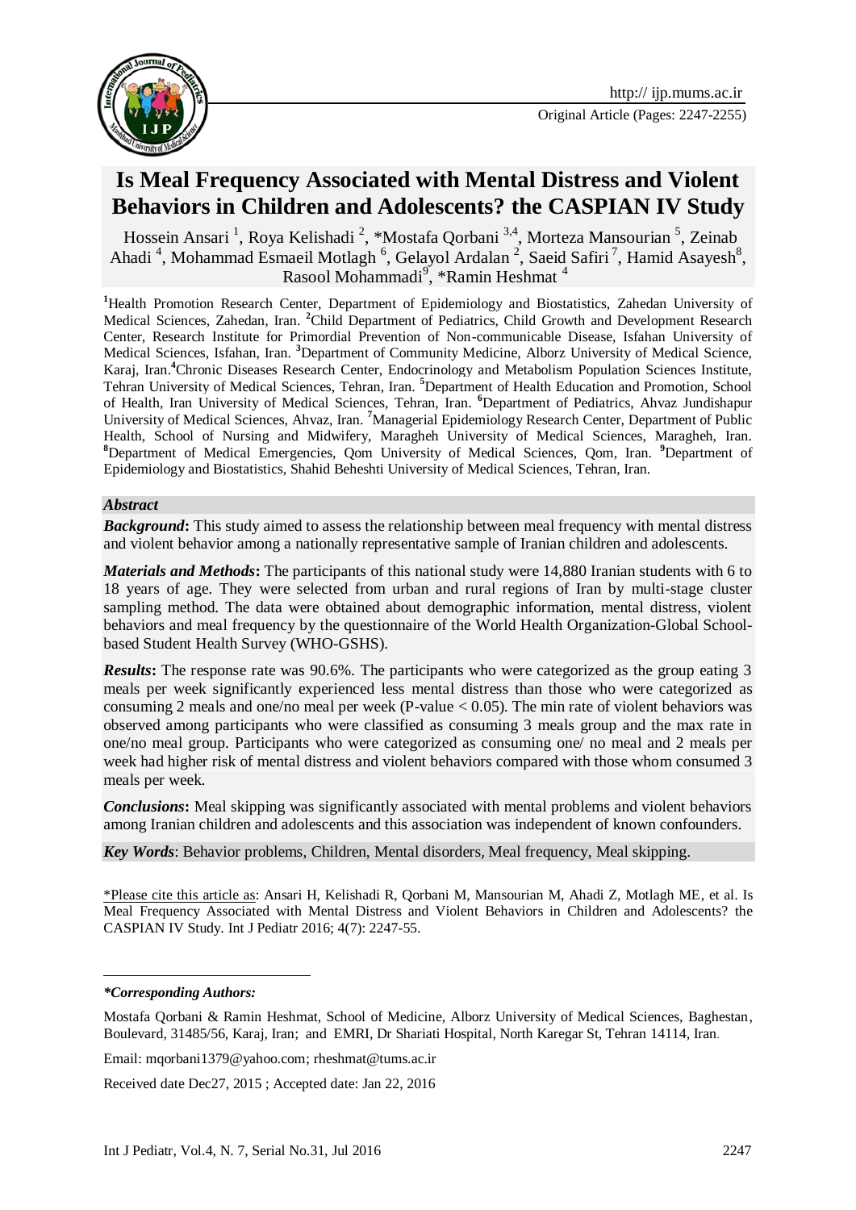# Is Meal Frequency Associated with Mental Distress and Violent Behaviors in Children and Adolescents? the CASPIAN IV Study

Hossein Ansari [1], Roya Kelishadi [2], *Mostafa Qorbani [3,4], Morteza Mansourian [5], Zeinab Ahadi [4], Mohammad Esmaeil Motlagh [6], Gelayol Ardalan [2], Saeid Safiri [7], Hamid Asayesh[8], Rasool Mohammadi[9], *Ramin Heshmat [4]

[1]Health Promotion Research Center, Department of Epidemiology and Biostatistics, Zahedan University of Medical Sciences, Zahedan, Iran. [2]Child Department of Pediatrics, Child Growth and Development Research Center, Research Institute for Primordial Prevention of Non-communicable Disease, Isfahan University of Medical Sciences, Isfahan, Iran. [3]Department of Community Medicine, Alborz University of Medical Science, Karaj, Iran.[4]Chronic Diseases Research Center, Endocrinology and Metabolism Population Sciences Institute, Tehran University of Medical Sciences, Tehran, Iran. [5]Department of Health Education and Promotion, School of Health, Iran University of Medical Sciences, Tehran, Iran. [6]Department of Pediatrics, Ahvaz Jundishapur University of Medical Sciences, Ahvaz, Iran. [7]Managerial Epidemiology Research Center, Department of Public Health, School of Nursing and Midwifery, Maragheh University of Medical Sciences, Maragheh, Iran. [8]Department of Medical Emergencies, Qom University of Medical Sciences, Qom, Iran. [9]Department of Epidemiology and Biostatistics, Shahid Beheshti University of Medical Sciences, Tehran, Iran.

## *Abstract*

***Background*:** This study aimed to assess the relationship between meal frequency with mental distress and violent behavior among a nationally representative sample of Iranian children and adolescents.

***Materials and Methods*:** The participants of this national study were 14,880 Iranian students with 6 to 18 years of age. They were selected from urban and rural regions of Iran by multi-stage cluster sampling method. The data were obtained about demographic information, mental distress, violent behaviors and meal frequency by the questionnaire of the World Health Organization-Global School-based Student Health Survey (WHO-GSHS).

***Results*:** The response rate was 90.6%. The participants who were categorized as the group eating 3 meals per week significantly experienced less mental distress than those who were categorized as consuming 2 meals and one/no meal per week (P-value $< 0.05$). The min rate of violent behaviors was observed among participants who were classified as consuming 3 meals group and the max rate in one/no meal group. Participants who were categorized as consuming one/ no meal and 2 meals per week had higher risk of mental distress and violent behaviors compared with those whom consumed 3 meals per week.

***Conclusions*:** Meal skipping was significantly associated with mental problems and violent behaviors among Iranian children and adolescents and this association was independent of known confounders.

***Key Words***: Behavior problems, Children, Mental disorders, Meal frequency, Meal skipping.

*Please cite this article as: Ansari H, Kelishadi R, Qorbani M, Mansourian M, Ahadi Z, Motlagh ME, et al. Is Meal Frequency Associated with Mental Distress and Violent Behaviors in Children and Adolescents? the CASPIAN IV Study. Int J Pediatr 2016; 4(7): 2247-55.

***\*Corresponding Authors:***

Mostafa Qorbani & Ramin Heshmat, School of Medicine, Alborz University of Medical Sciences, Baghestan, Boulevard, 31485/56, Karaj, Iran; and EMRI, Dr Shariati Hospital, North Karegar St, Tehran 14114, Iran.

Email: mqorbani1379@yahoo.com; rheshmat@tums.ac.ir

Received date Dec27, 2015 ; Accepted date: Jan 22, 2016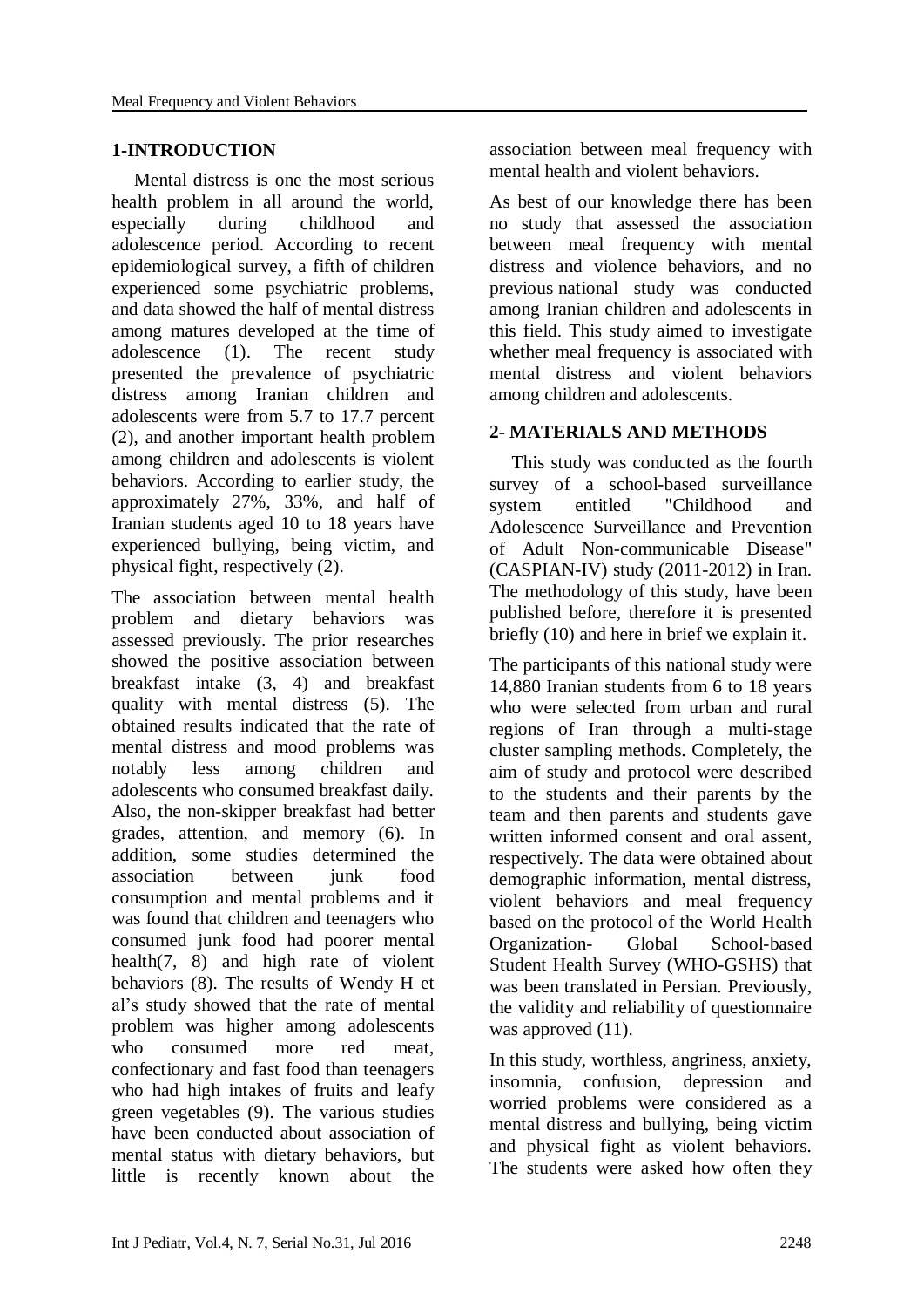## 1-INTRODUCTION

Mental distress is one the most serious health problem in all around the world, especially during childhood and adolescence period. According to recent epidemiological survey, a fifth of children experienced some psychiatric problems, and data showed the half of mental distress among matures developed at the time of adolescence (1). The recent study presented the prevalence of psychiatric distress among Iranian children and adolescents were from 5.7 to 17.7 percent (2), and another important health problem among children and adolescents is violent behaviors. According to earlier study, the approximately 27%, 33%, and half of Iranian students aged 10 to 18 years have experienced bullying, being victim, and physical fight, respectively (2).

The association between mental health problem and dietary behaviors was assessed previously. The prior researches showed the positive association between breakfast intake (3, 4) and breakfast quality with mental distress (5). The obtained results indicated that the rate of mental distress and mood problems was notably less among children and adolescents who consumed breakfast daily. Also, the non-skipper breakfast had better grades, attention, and memory (6). In addition, some studies determined the association between junk food consumption and mental problems and it was found that children and teenagers who consumed junk food had poorer mental health(7, 8) and high rate of violent behaviors (8). The results of Wendy H et al's study showed that the rate of mental problem was higher among adolescents who consumed more red meat, confectionary and fast food than teenagers who had high intakes of fruits and leafy green vegetables (9). The various studies have been conducted about association of mental status with dietary behaviors, but little is recently known about the association between meal frequency with mental health and violent behaviors.

As best of our knowledge there has been no study that assessed the association between meal frequency with mental distress and violence behaviors, and no previous national study was conducted among Iranian children and adolescents in this field. This study aimed to investigate whether meal frequency is associated with mental distress and violent behaviors among children and adolescents.

## 2- MATERIALS AND METHODS

This study was conducted as the fourth survey of a school-based surveillance system entitled "Childhood and Adolescence Surveillance and Prevention of Adult Non-communicable Disease" (CASPIAN-IV) study (2011-2012) in Iran. The methodology of this study, have been published before, therefore it is presented briefly (10) and here in brief we explain it.

The participants of this national study were 14,880 Iranian students from 6 to 18 years who were selected from urban and rural regions of Iran through a multi-stage cluster sampling methods. Completely, the aim of study and protocol were described to the students and their parents by the team and then parents and students gave written informed consent and oral assent, respectively. The data were obtained about demographic information, mental distress, violent behaviors and meal frequency based on the protocol of the World Health Organization- Global School-based Student Health Survey (WHO-GSHS) that was been translated in Persian. Previously, the validity and reliability of questionnaire was approved (11).

In this study, worthless, angriness, anxiety, insomnia, confusion, depression and worried problems were considered as a mental distress and bullying, being victim and physical fight as violent behaviors. The students were asked how often they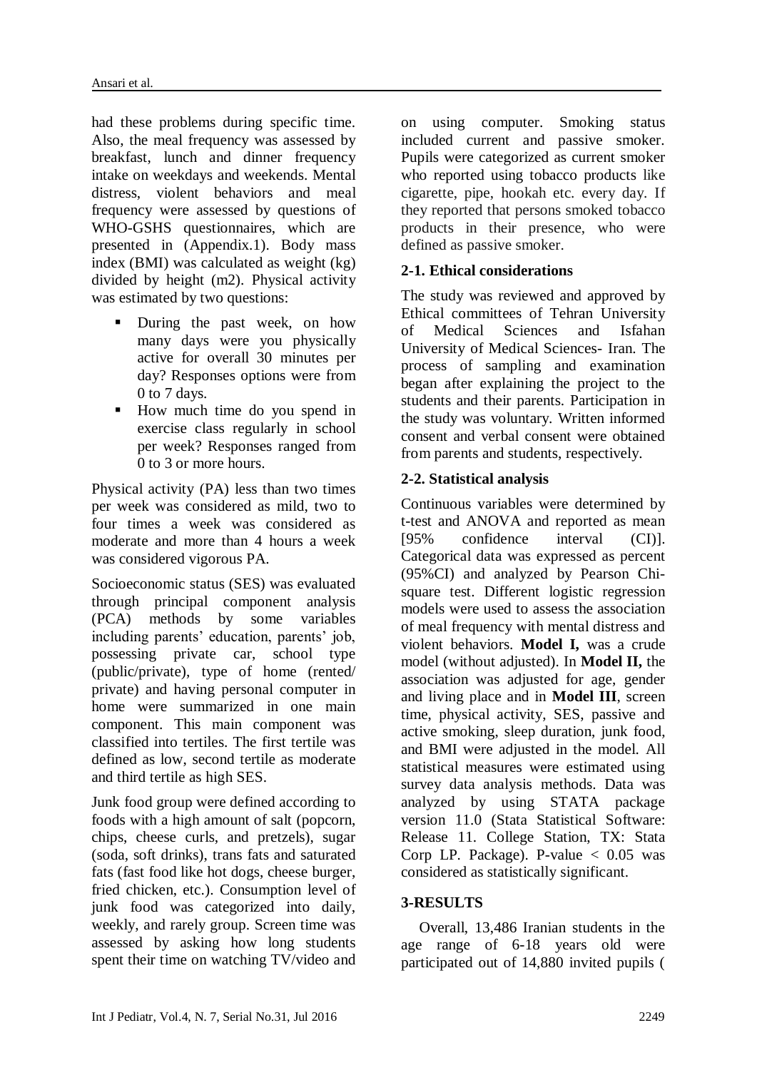had these problems during specific time. Also, the meal frequency was assessed by breakfast, lunch and dinner frequency intake on weekdays and weekends. Mental distress, violent behaviors and meal frequency were assessed by questions of WHO-GSHS questionnaires, which are presented in (Appendix.1). Body mass index (BMI) was calculated as weight (kg) divided by height (m2). Physical activity was estimated by two questions:

- During the past week, on how many days were you physically active for overall 30 minutes per day? Responses options were from 0 to 7 days.
- How much time do you spend in exercise class regularly in school per week? Responses ranged from 0 to 3 or more hours.

Physical activity (PA) less than two times per week was considered as mild, two to four times a week was considered as moderate and more than 4 hours a week was considered vigorous PA.

Socioeconomic status (SES) was evaluated through principal component analysis (PCA) methods by some variables including parents' education, parents' job, possessing private car, school type (public/private), type of home (rented/ private) and having personal computer in home were summarized in one main component. This main component was classified into tertiles. The first tertile was defined as low, second tertile as moderate and third tertile as high SES.

Junk food group were defined according to foods with a high amount of salt (popcorn, chips, cheese curls, and pretzels), sugar (soda, soft drinks), trans fats and saturated fats (fast food like hot dogs, cheese burger, fried chicken, etc.). Consumption level of junk food was categorized into daily, weekly, and rarely group. Screen time was assessed by asking how long students spent their time on watching TV/video and on using computer. Smoking status included current and passive smoker. Pupils were categorized as current smoker who reported using tobacco products like cigarette, pipe, hookah etc. every day. If they reported that persons smoked tobacco products in their presence, who were defined as passive smoker.

## 2-1. Ethical considerations

The study was reviewed and approved by Ethical committees of Tehran University of Medical Sciences and Isfahan University of Medical Sciences- Iran. The process of sampling and examination began after explaining the project to the students and their parents. Participation in the study was voluntary. Written informed consent and verbal consent were obtained from parents and students, respectively.

## 2-2. Statistical analysis

Continuous variables were determined by t-test and ANOVA and reported as mean [95% confidence interval (CI)]. Categorical data was expressed as percent (95%CI) and analyzed by Pearson Chi-square test. Different logistic regression models were used to assess the association of meal frequency with mental distress and violent behaviors. **Model I,** was a crude model (without adjusted). In **Model II,** the association was adjusted for age, gender and living place and in **Model III**, screen time, physical activity, SES, passive and active smoking, sleep duration, junk food, and BMI were adjusted in the model. All statistical measures were estimated using survey data analysis methods. Data was analyzed by using STATA package version 11.0 (Stata Statistical Software: Release 11. College Station, TX: Stata Corp LP. Package). P-value < 0.05 was considered as statistically significant.

# 3-RESULTS

Overall, 13,486 Iranian students in the age range of 6-18 years old were participated out of 14,880 invited pupils (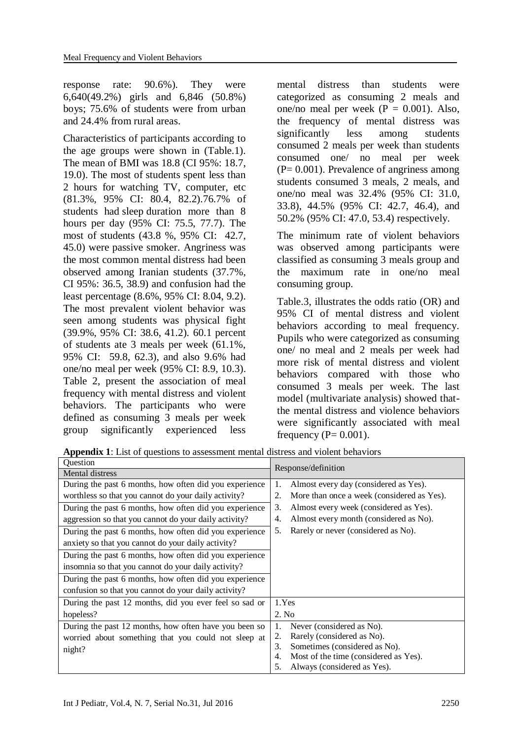response rate: 90.6%). They were 6,640(49.2%) girls and 6,846 (50.8%) boys; 75.6% of students were from urban and 24.4% from rural areas.

Characteristics of participants according to the age groups were shown in (Table.1). The mean of BMI was 18.8 (CI 95%: 18.7, 19.0). The most of students spent less than 2 hours for watching TV, computer, etc (81.3%, 95% CI: 80.4, 82.2).76.7% of students had sleep duration more than 8 hours per day (95% CI: 75.5, 77.7). The most of students (43.8 %, 95% CI: 42.7, 45.0) were passive smoker. Angriness was the most common mental distress had been observed among Iranian students (37.7%, CI 95%: 36.5, 38.9) and confusion had the least percentage (8.6%, 95% CI: 8.04, 9.2). The most prevalent violent behavior was seen among students was physical fight (39.9%, 95% CI: 38.6, 41.2). 60.1 percent of students ate 3 meals per week (61.1%, 95% CI: 59.8, 62.3), and also 9.6% had one/no meal per week (95% CI: 8.9, 10.3). Table 2, present the association of meal frequency with mental distress and violent behaviors. The participants who were defined as consuming 3 meals per week group significantly experienced less mental distress than students were categorized as consuming 2 meals and one/no meal per week (P = 0.001). Also, the frequency of mental distress was significantly less among students consumed 2 meals per week than students consumed one/ no meal per week (P= 0.001). Prevalence of angriness among students consumed 3 meals, 2 meals, and one/no meal was 32.4% (95% CI: 31.0, 33.8), 44.5% (95% CI: 42.7, 46.4), and 50.2% (95% CI: 47.0, 53.4) respectively.

The minimum rate of violent behaviors was observed among participants were classified as consuming 3 meals group and the maximum rate in one/no meal consuming group.

Table.3, illustrates the odds ratio (OR) and 95% CI of mental distress and violent behaviors according to meal frequency. Pupils who were categorized as consuming one/ no meal and 2 meals per week had more risk of mental distress and violent behaviors compared with those who consumed 3 meals per week. The last model (multivariate analysis) showed that- the mental distress and violence behaviors were significantly associated with meal frequency (P= 0.001).

**Appendix 1**: List of questions to assessment mental distress and violent behaviors

| Question | Response/definition |
|---|---|
| Mental distress | |
| During the past 6 months, how often did you experience worthless so that you cannot do your daily activity? | 1. Almost every day (considered as Yes).<br>2. More than once a week (considered as Yes).<br>3. Almost every week (considered as Yes).<br>4. Almost every month (considered as No).<br>5. Rarely or never (considered as No). |
| During the past 6 months, how often did you experience aggression so that you cannot do your daily activity? | |
| During the past 6 months, how often did you experience anxiety so that you cannot do your daily activity? | |
| During the past 6 months, how often did you experience insomnia so that you cannot do your daily activity? | |
| During the past 6 months, how often did you experience confusion so that you cannot do your daily activity? | |
| During the past 12 months, did you ever feel so sad or hopeless? | 1.Yes<br>2. No |
| During the past 12 months, how often have you been so worried about something that you could not sleep at night? | 1. Never (considered as No).<br>2. Rarely (considered as No).<br>3. Sometimes (considered as No).<br>4. Most of the time (considered as Yes).<br>5. Always (considered as Yes). |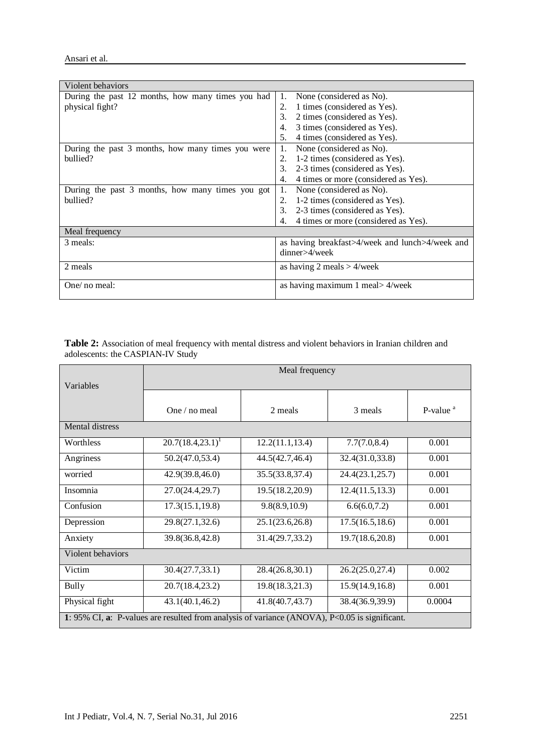| Violent behaviors | |
|---|---|
| During the past 12 months, how many times you had physical fight? | 1. None (considered as No).<br>2. 1 times (considered as Yes).<br>3. 2 times (considered as Yes).<br>4. 3 times (considered as Yes).<br>5. 4 times (considered as Yes). |
| During the past 3 months, how many times you were bullied? | 1. None (considered as No).<br>2. 1-2 times (considered as Yes).<br>3. 2-3 times (considered as Yes).<br>4. 4 times or more (considered as Yes). |
| During the past 3 months, how many times you got bullied? | 1. None (considered as No).<br>2. 1-2 times (considered as Yes).<br>3. 2-3 times (considered as Yes).<br>4. 4 times or more (considered as Yes). |
| **Meal frequency** | |
| 3 meals: | as having breakfast>4/week and lunch>4/week and dinner>4/week |
| 2 meals | as having 2 meals > 4/week |
| One/ no meal: | as having maximum 1 meal> 4/week |

**Table 2:** Association of meal frequency with mental distress and violent behaviors in Iranian children and adolescents: the CASPIAN-IV Study

| Variables | Meal frequency | | | |
|---|---|---|---|---|
| | One / no meal | 2 meals | 3 meals | P-value [a] |
| **Mental distress** | | | | |
| Worthless | 20.7(18.4,23.1)[1] | 12.2(11.1,13.4) | 7.7(7.0,8.4) | 0.001 |
| Angriness | 50.2(47.0,53.4) | 44.5(42.7,46.4) | 32.4(31.0,33.8) | 0.001 |
| worried | 42.9(39.8,46.0) | 35.5(33.8,37.4) | 24.4(23.1,25.7) | 0.001 |
| Insomnia | 27.0(24.4,29.7) | 19.5(18.2,20.9) | 12.4(11.5,13.3) | 0.001 |
| Confusion | 17.3(15.1,19.8) | 9.8(8.9,10.9) | 6.6(6.0,7.2) | 0.001 |
| Depression | 29.8(27.1,32.6) | 25.1(23.6,26.8) | 17.5(16.5,18.6) | 0.001 |
| Anxiety | 39.8(36.8,42.8) | 31.4(29.7,33.2) | 19.7(18.6,20.8) | 0.001 |
| **Violent behaviors** | | | | |
| Victim | 30.4(27.7,33.1) | 28.4(26.8,30.1) | 26.2(25.0,27.4) | 0.002 |
| Bully | 20.7(18.4,23.2) | 19.8(18.3,21.3) | 15.9(14.9,16.8) | 0.001 |
| Physical fight | 43.1(40.1,46.2) | 41.8(40.7,43.7) | 38.4(36.9,39.9) | 0.0004 |

**1**: 95% CI, **a**: P-values are resulted from analysis of variance (ANOVA), P<0.05 is significant.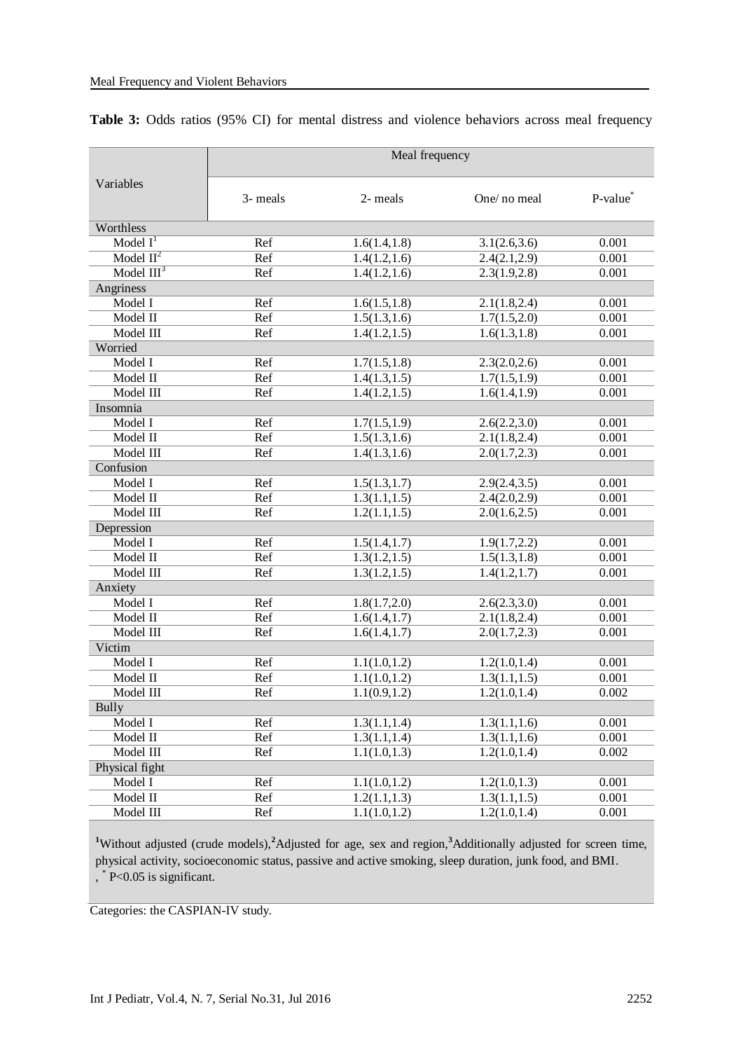**Table 3:** Odds ratios (95% CI) for mental distress and violence behaviors across meal frequency

| Variables | Meal frequency | | | |
|---|---|---|---|---|
| | 3- meals | 2- meals | One/ no meal | P-value* |
| Worthless | | | | |
| Model I[1] | Ref | 1.6(1.4,1.8) | 3.1(2.6,3.6) | 0.001 |
| Model II[2] | Ref | 1.4(1.2,1.6) | 2.4(2.1,2.9) | 0.001 |
| Model III[3] | Ref | 1.4(1.2,1.6) | 2.3(1.9,2.8) | 0.001 |
| Angriness | | | | |
| Model I | Ref | 1.6(1.5,1.8) | 2.1(1.8,2.4) | 0.001 |
| Model II | Ref | 1.5(1.3,1.6) | 1.7(1.5,2.0) | 0.001 |
| Model III | Ref | 1.4(1.2,1.5) | 1.6(1.3,1.8) | 0.001 |
| Worried | | | | |
| Model I | Ref | 1.7(1.5,1.8) | 2.3(2.0,2.6) | 0.001 |
| Model II | Ref | 1.4(1.3,1.5) | 1.7(1.5,1.9) | 0.001 |
| Model III | Ref | 1.4(1.2,1.5) | 1.6(1.4,1.9) | 0.001 |
| Insomnia | | | | |
| Model I | Ref | 1.7(1.5,1.9) | 2.6(2.2,3.0) | 0.001 |
| Model II | Ref | 1.5(1.3,1.6) | 2.1(1.8,2.4) | 0.001 |
| Model III | Ref | 1.4(1.3,1.6) | 2.0(1.7,2.3) | 0.001 |
| Confusion | | | | |
| Model I | Ref | 1.5(1.3,1.7) | 2.9(2.4,3.5) | 0.001 |
| Model II | Ref | 1.3(1.1,1.5) | 2.4(2.0,2.9) | 0.001 |
| Model III | Ref | 1.2(1.1,1.5) | 2.0(1.6,2.5) | 0.001 |
| Depression | | | | |
| Model I | Ref | 1.5(1.4,1.7) | 1.9(1.7,2.2) | 0.001 |
| Model II | Ref | 1.3(1.2,1.5) | 1.5(1.3,1.8) | 0.001 |
| Model III | Ref | 1.3(1.2,1.5) | 1.4(1.2,1.7) | 0.001 |
| Anxiety | | | | |
| Model I | Ref | 1.8(1.7,2.0) | 2.6(2.3,3.0) | 0.001 |
| Model II | Ref | 1.6(1.4,1.7) | 2.1(1.8,2.4) | 0.001 |
| Model III | Ref | 1.6(1.4,1.7) | 2.0(1.7,2.3) | 0.001 |
| Victim | | | | |
| Model I | Ref | 1.1(1.0,1.2) | 1.2(1.0,1.4) | 0.001 |
| Model II | Ref | 1.1(1.0,1.2) | 1.3(1.1,1.5) | 0.001 |
| Model III | Ref | 1.1(0.9,1.2) | 1.2(1.0,1.4) | 0.002 |
| Bully | | | | |
| Model I | Ref | 1.3(1.1,1.4) | 1.3(1.1,1.6) | 0.001 |
| Model II | Ref | 1.3(1.1,1.4) | 1.3(1.1,1.6) | 0.001 |
| Model III | Ref | 1.1(1.0,1.3) | 1.2(1.0,1.4) | 0.002 |
| Physical fight | | | | |
| Model I | Ref | 1.1(1.0,1.2) | 1.2(1.0,1.3) | 0.001 |
| Model II | Ref | 1.2(1.1,1.3) | 1.3(1.1,1.5) | 0.001 |
| Model III | Ref | 1.1(1.0,1.2) | 1.2(1.0,1.4) | 0.001 |

[1]Without adjusted (crude models),[2]Adjusted for age, sex and region,[3]Additionally adjusted for screen time, physical activity, socioeconomic status, passive and active smoking, sleep duration, junk food, and BMI.
, * P<0.05 is significant.

Categories: the CASPIAN-IV study.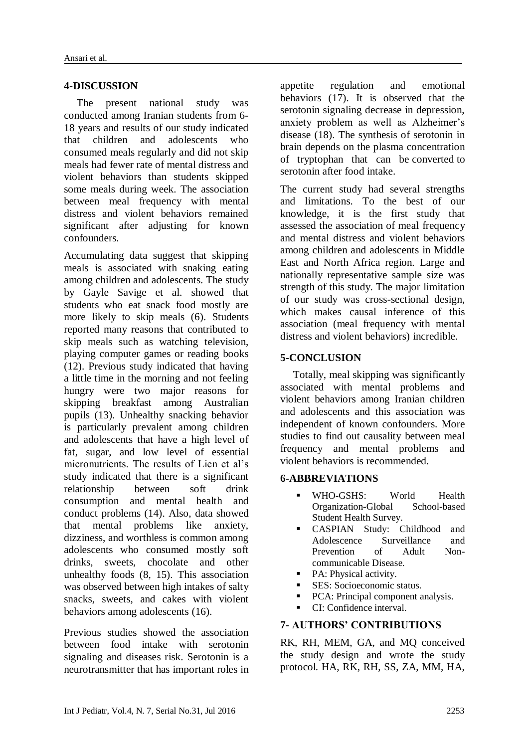## 4-DISCUSSION

The present national study was conducted among Iranian students from 6-18 years and results of our study indicated that children and adolescents who consumed meals regularly and did not skip meals had fewer rate of mental distress and violent behaviors than students skipped some meals during week. The association between meal frequency with mental distress and violent behaviors remained significant after adjusting for known confounders.

Accumulating data suggest that skipping meals is associated with snaking eating among children and adolescents. The study by Gayle Savige et al. showed that students who eat snack food mostly are more likely to skip meals (6). Students reported many reasons that contributed to skip meals such as watching television, playing computer games or reading books (12). Previous study indicated that having a little time in the morning and not feeling hungry were two major reasons for skipping breakfast among Australian pupils (13). Unhealthy snacking behavior is particularly prevalent among children and adolescents that have a high level of fat, sugar, and low level of essential micronutrients. The results of Lien et al's study indicated that there is a significant relationship between soft drink consumption and mental health and conduct problems (14). Also, data showed that mental problems like anxiety, dizziness, and worthless is common among adolescents who consumed mostly soft drinks, sweets, chocolate and other unhealthy foods (8, 15). This association was observed between high intakes of salty snacks, sweets, and cakes with violent behaviors among adolescents (16).

Previous studies showed the association between food intake with serotonin signaling and diseases risk. Serotonin is a neurotransmitter that has important roles in appetite regulation and emotional behaviors (17). It is observed that the serotonin signaling decrease in depression, anxiety problem as well as Alzheimer's disease (18). The synthesis of serotonin in brain depends on the plasma concentration of tryptophan that can be converted to serotonin after food intake.

The current study had several strengths and limitations. To the best of our knowledge, it is the first study that assessed the association of meal frequency and mental distress and violent behaviors among children and adolescents in Middle East and North Africa region. Large and nationally representative sample size was strength of this study. The major limitation of our study was cross-sectional design, which makes causal inference of this association (meal frequency with mental distress and violent behaviors) incredible.

## 5-CONCLUSION

Totally, meal skipping was significantly associated with mental problems and violent behaviors among Iranian children and adolescents and this association was independent of known confounders. More studies to find out causality between meal frequency and mental problems and violent behaviors is recommended.

## 6-ABBREVIATIONS

- WHO-GSHS: World Health Organization-Global School-based Student Health Survey.
- CASPIAN Study: Childhood and Adolescence Surveillance and Prevention of Adult Non-communicable Disease.
- PA: Physical activity.
- SES: Socioeconomic status.
- PCA: Principal component analysis.
- CI: Confidence interval.

## 7- AUTHORS' CONTRIBUTIONS

RK, RH, MEM, GA, and MQ conceived the study design and wrote the study protocol. HA, RK, RH, SS, ZA, MM, HA,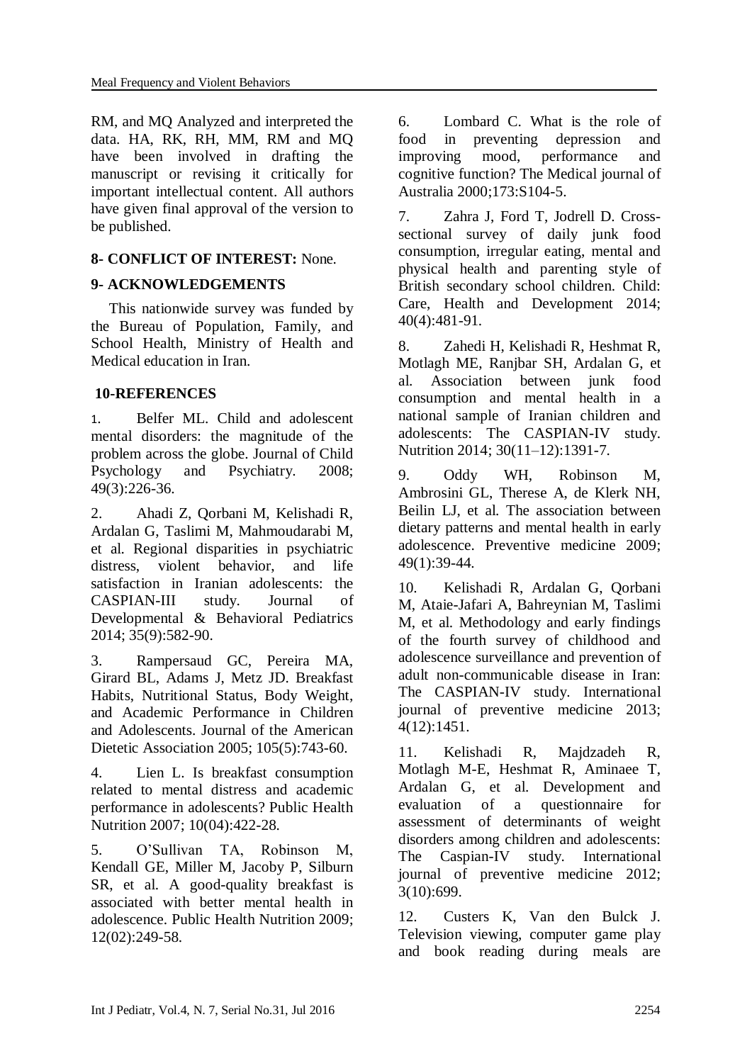RM, and MQ Analyzed and interpreted the data. HA, RK, RH, MM, RM and MQ have been involved in drafting the manuscript or revising it critically for important intellectual content. All authors have given final approval of the version to be published.

## 8- CONFLICT OF INTEREST: None.

## 9- ACKNOWLEDGEMENTS

This nationwide survey was funded by the Bureau of Population, Family, and School Health, Ministry of Health and Medical education in Iran.

## 10-REFERENCES

1. Belfer ML. Child and adolescent mental disorders: the magnitude of the problem across the globe. Journal of Child Psychology and Psychiatry. 2008; 49(3):226-36.

2. Ahadi Z, Qorbani M, Kelishadi R, Ardalan G, Taslimi M, Mahmoudarabi M, et al. Regional disparities in psychiatric distress, violent behavior, and life satisfaction in Iranian adolescents: the CASPIAN-III study. Journal of Developmental & Behavioral Pediatrics 2014; 35(9):582-90.

3. Rampersaud GC, Pereira MA, Girard BL, Adams J, Metz JD. Breakfast Habits, Nutritional Status, Body Weight, and Academic Performance in Children and Adolescents. Journal of the American Dietetic Association 2005; 105(5):743-60.

4. Lien L. Is breakfast consumption related to mental distress and academic performance in adolescents? Public Health Nutrition 2007; 10(04):422-28.

5. O'Sullivan TA, Robinson M, Kendall GE, Miller M, Jacoby P, Silburn SR, et al. A good-quality breakfast is associated with better mental health in adolescence. Public Health Nutrition 2009; 12(02):249-58.

6. Lombard C. What is the role of food in preventing depression and improving mood, performance and cognitive function? The Medical journal of Australia 2000;173:S104-5.

7. Zahra J, Ford T, Jodrell D. Cross-sectional survey of daily junk food consumption, irregular eating, mental and physical health and parenting style of British secondary school children. Child: Care, Health and Development 2014; 40(4):481-91.

8. Zahedi H, Kelishadi R, Heshmat R, Motlagh ME, Ranjbar SH, Ardalan G, et al. Association between junk food consumption and mental health in a national sample of Iranian children and adolescents: The CASPIAN-IV study. Nutrition 2014; 30(11–12):1391-7.

9. Oddy WH, Robinson M, Ambrosini GL, Therese A, de Klerk NH, Beilin LJ, et al. The association between dietary patterns and mental health in early adolescence. Preventive medicine 2009; 49(1):39-44.

10. Kelishadi R, Ardalan G, Qorbani M, Ataie-Jafari A, Bahreynian M, Taslimi M, et al. Methodology and early findings of the fourth survey of childhood and adolescence surveillance and prevention of adult non-communicable disease in Iran: The CASPIAN-IV study. International journal of preventive medicine 2013; 4(12):1451.

11. Kelishadi R, Majdzadeh R, Motlagh M-E, Heshmat R, Aminaee T, Ardalan G, et al. Development and evaluation of a questionnaire for assessment of determinants of weight disorders among children and adolescents: The Caspian-IV study. International journal of preventive medicine 2012; 3(10):699.

12. Custers K, Van den Bulck J. Television viewing, computer game play and book reading during meals are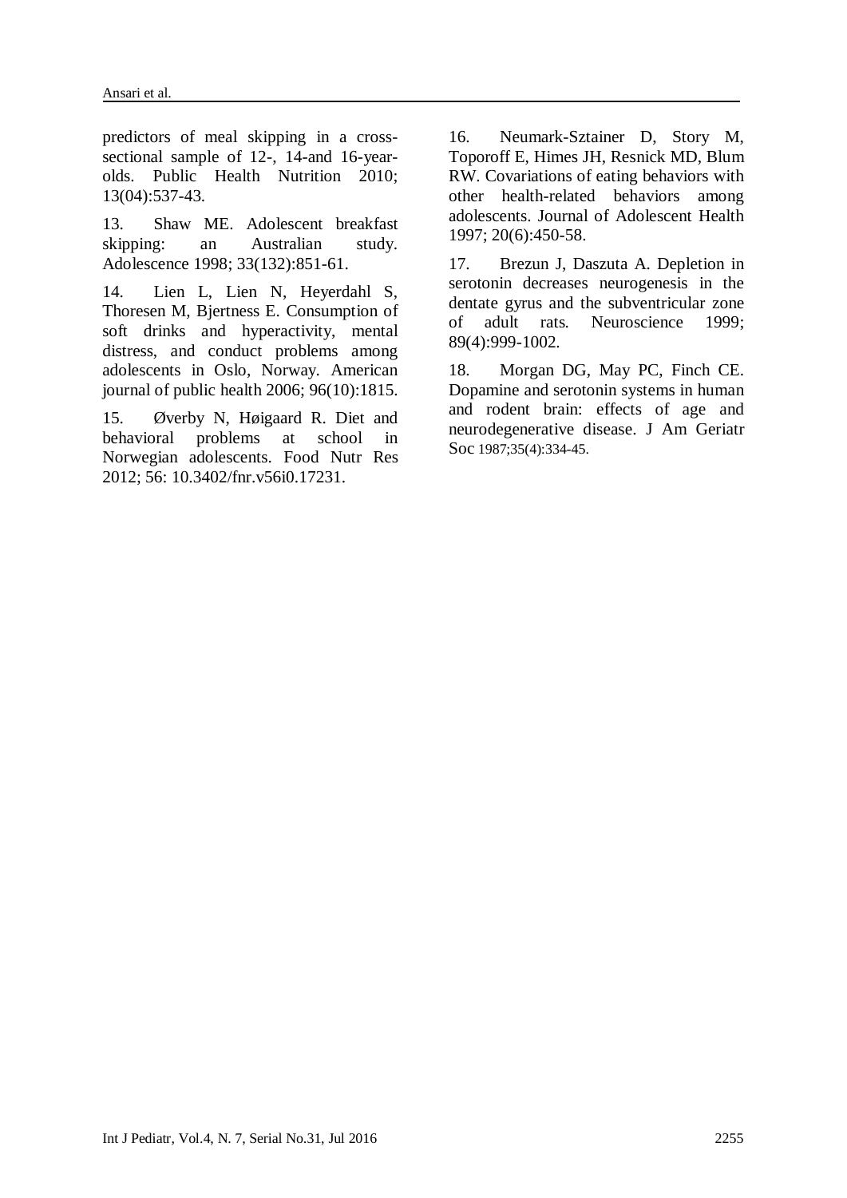predictors of meal skipping in a cross-sectional sample of 12-, 14-and 16-year-olds. Public Health Nutrition 2010; 13(04):537-43.

13. Shaw ME. Adolescent breakfast skipping: an Australian study. Adolescence 1998; 33(132):851-61.

14. Lien L, Lien N, Heyerdahl S, Thoresen M, Bjertness E. Consumption of soft drinks and hyperactivity, mental distress, and conduct problems among adolescents in Oslo, Norway. American journal of public health 2006; 96(10):1815.

15. Øverby N, Høigaard R. Diet and behavioral problems at school in Norwegian adolescents. Food Nutr Res 2012; 56: 10.3402/fnr.v56i0.17231.

16. Neumark-Sztainer D, Story M, Toporoff E, Himes JH, Resnick MD, Blum RW. Covariations of eating behaviors with other health-related behaviors among adolescents. Journal of Adolescent Health 1997; 20(6):450-58.

17. Brezun J, Daszuta A. Depletion in serotonin decreases neurogenesis in the dentate gyrus and the subventricular zone of adult rats. Neuroscience 1999; 89(4):999-1002.

18. Morgan DG, May PC, Finch CE. Dopamine and serotonin systems in human and rodent brain: effects of age and neurodegenerative disease. J Am Geriatr Soc 1987;35(4):334-45.